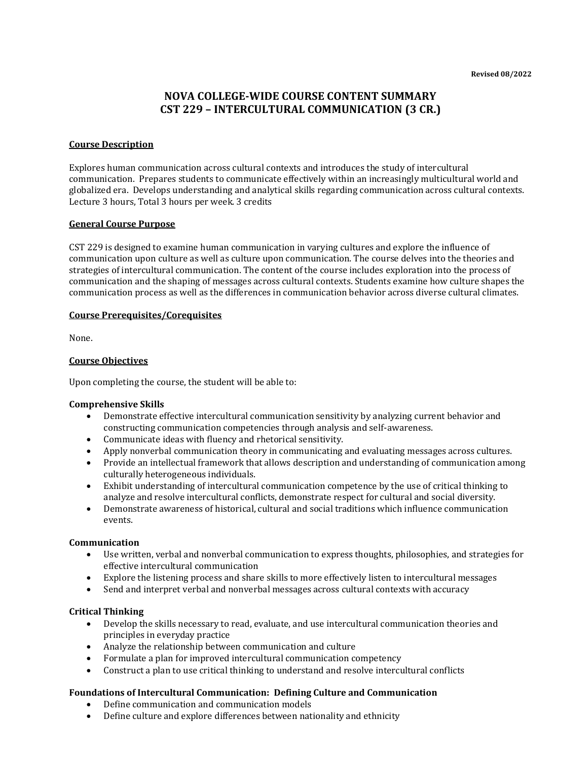**Revised 08/2022**

# NOVA COLLEGE-WIDE COURSE CONTENT SUMMARY
# CST 229 – INTERCULTURAL COMMUNICATION (3 CR.)

## Course Description

Explores human communication across cultural contexts and introduces the study of intercultural communication. Prepares students to communicate effectively within an increasingly multicultural world and globalized era. Develops understanding and analytical skills regarding communication across cultural contexts. Lecture 3 hours, Total 3 hours per week. 3 credits

## General Course Purpose

CST 229 is designed to examine human communication in varying cultures and explore the influence of communication upon culture as well as culture upon communication. The course delves into the theories and strategies of intercultural communication. The content of the course includes exploration into the process of communication and the shaping of messages across cultural contexts. Students examine how culture shapes the communication process as well as the differences in communication behavior across diverse cultural climates.

## Course Prerequisites/Corequisites

None.

## Course Objectives

Upon completing the course, the student will be able to:

**Comprehensive Skills**

- Demonstrate effective intercultural communication sensitivity by analyzing current behavior and constructing communication competencies through analysis and self-awareness.
- Communicate ideas with fluency and rhetorical sensitivity.
- Apply nonverbal communication theory in communicating and evaluating messages across cultures.
- Provide an intellectual framework that allows description and understanding of communication among culturally heterogeneous individuals.
- Exhibit understanding of intercultural communication competence by the use of critical thinking to analyze and resolve intercultural conflicts, demonstrate respect for cultural and social diversity.
- Demonstrate awareness of historical, cultural and social traditions which influence communication events.

**Communication**

- Use written, verbal and nonverbal communication to express thoughts, philosophies, and strategies for effective intercultural communication
- Explore the listening process and share skills to more effectively listen to intercultural messages
- Send and interpret verbal and nonverbal messages across cultural contexts with accuracy

**Critical Thinking**

- Develop the skills necessary to read, evaluate, and use intercultural communication theories and principles in everyday practice
- Analyze the relationship between communication and culture
- Formulate a plan for improved intercultural communication competency
- Construct a plan to use critical thinking to understand and resolve intercultural conflicts

**Foundations of Intercultural Communication: Defining Culture and Communication**

- Define communication and communication models
- Define culture and explore differences between nationality and ethnicity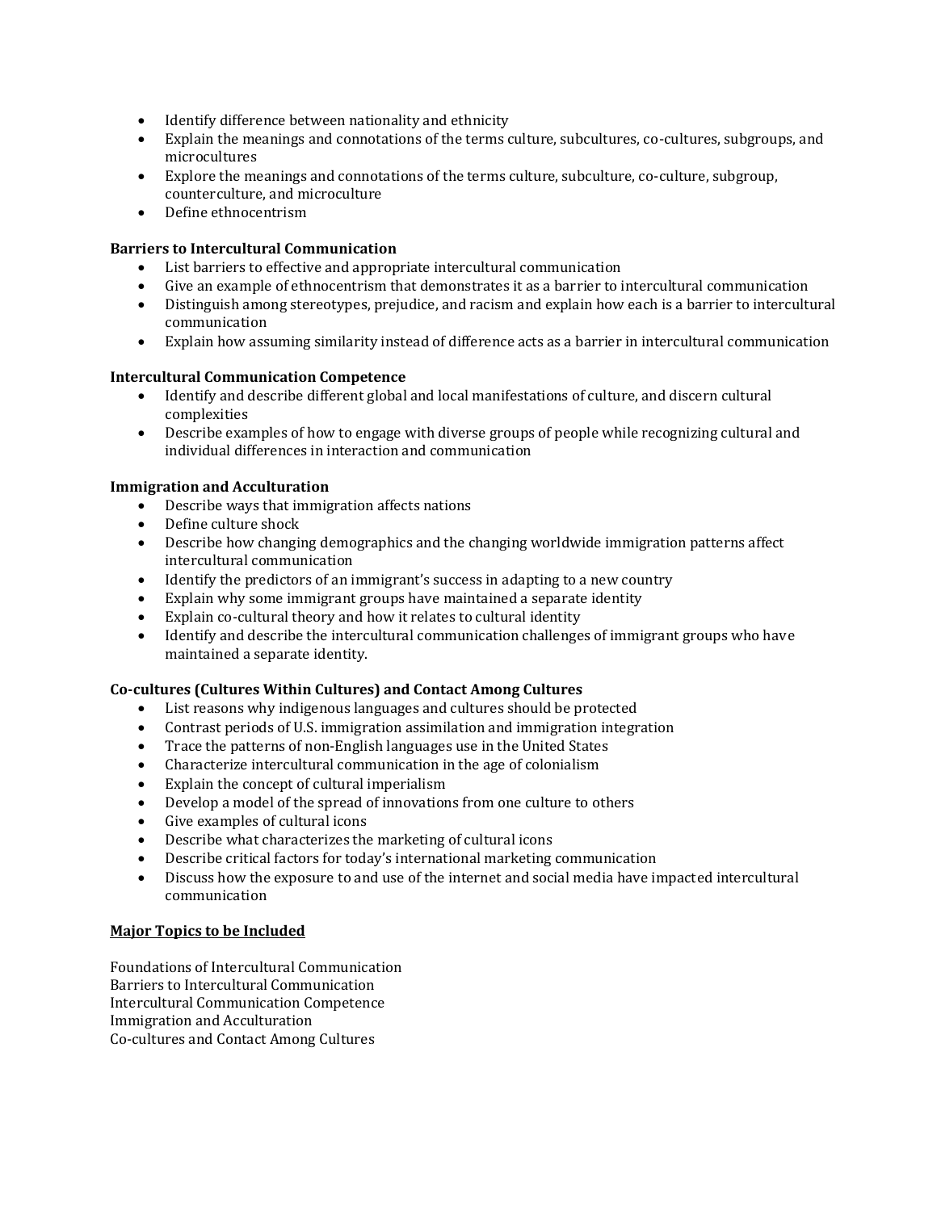- Identify difference between nationality and ethnicity
- Explain the meanings and connotations of the terms culture, subcultures, co-cultures, subgroups, and microcultures
- Explore the meanings and connotations of the terms culture, subculture, co-culture, subgroup, counterculture, and microculture
- Define ethnocentrism

**Barriers to Intercultural Communication**

- List barriers to effective and appropriate intercultural communication
- Give an example of ethnocentrism that demonstrates it as a barrier to intercultural communication
- Distinguish among stereotypes, prejudice, and racism and explain how each is a barrier to intercultural communication
- Explain how assuming similarity instead of difference acts as a barrier in intercultural communication

**Intercultural Communication Competence**

- Identify and describe different global and local manifestations of culture, and discern cultural complexities
- Describe examples of how to engage with diverse groups of people while recognizing cultural and individual differences in interaction and communication

**Immigration and Acculturation**

- Describe ways that immigration affects nations
- Define culture shock
- Describe how changing demographics and the changing worldwide immigration patterns affect intercultural communication
- Identify the predictors of an immigrant's success in adapting to a new country
- Explain why some immigrant groups have maintained a separate identity
- Explain co-cultural theory and how it relates to cultural identity
- Identify and describe the intercultural communication challenges of immigrant groups who have maintained a separate identity.

**Co-cultures (Cultures Within Cultures) and Contact Among Cultures**

- List reasons why indigenous languages and cultures should be protected
- Contrast periods of U.S. immigration assimilation and immigration integration
- Trace the patterns of non-English languages use in the United States
- Characterize intercultural communication in the age of colonialism
- Explain the concept of cultural imperialism
- Develop a model of the spread of innovations from one culture to others
- Give examples of cultural icons
- Describe what characterizes the marketing of cultural icons
- Describe critical factors for today's international marketing communication
- Discuss how the exposure to and use of the internet and social media have impacted intercultural communication

**<u>Major Topics to be Included</u>**

Foundations of Intercultural Communication
Barriers to Intercultural Communication
Intercultural Communication Competence
Immigration and Acculturation
Co-cultures and Contact Among Cultures